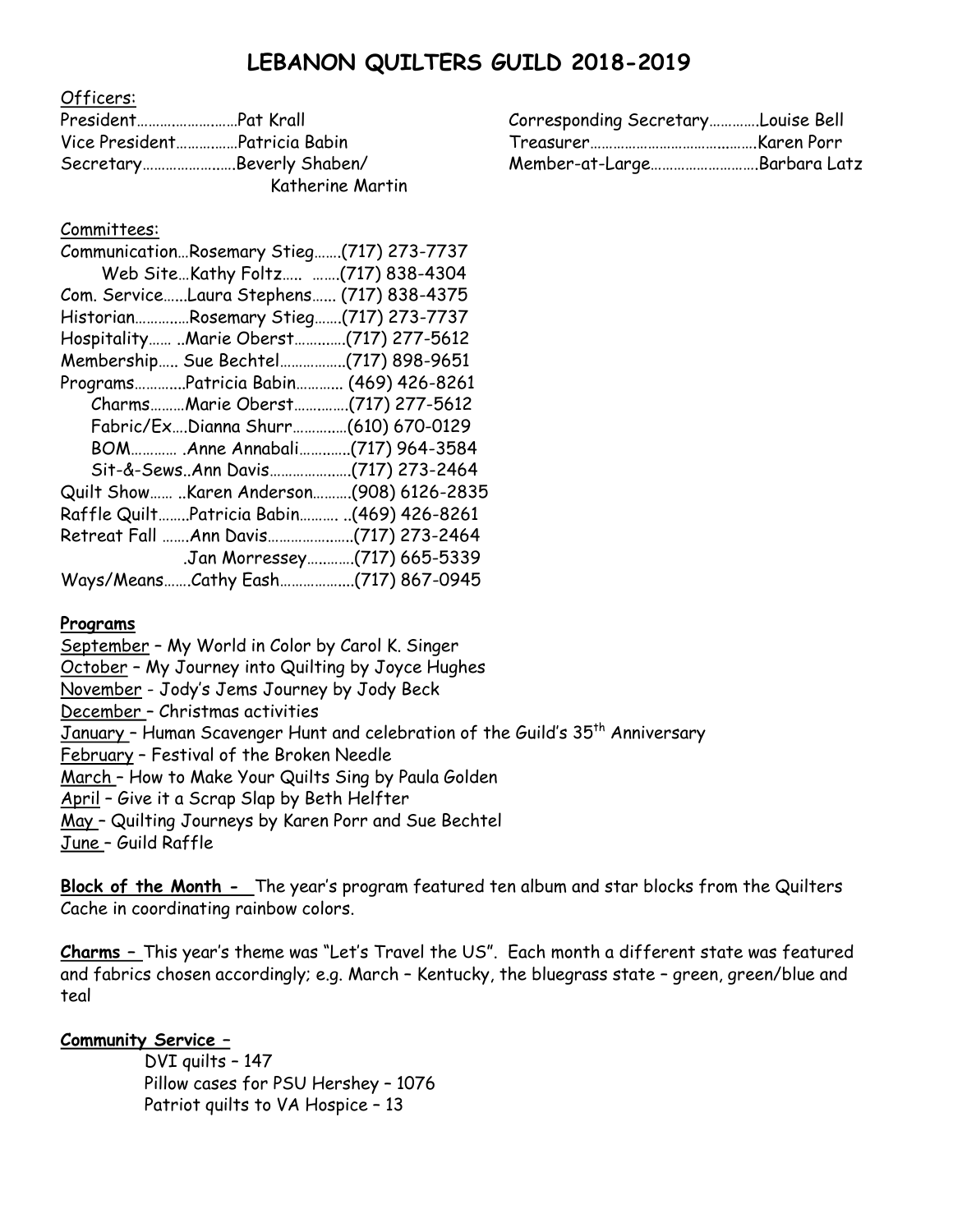# LEBANON QUILTERS GUILD 2018-2019

Officers:

President……………………Pat Krall
Vice President……………Patricia Babin
Secretary……………………Beverly Shaben/ Katherine Martin
Corresponding Secretary…………Louise Bell
Treasurer……………………………………Karen Porr
Member-at-Large………………………Barbara Latz

Committees:

Communication…Rosemary Stieg…….(717) 273-7737
Web Site…Kathy Foltz….. …….(717) 838-4304
Com. Service…...Laura Stephens…... (717) 838-4375
Historian…………..Rosemary Stieg…….(717) 273-7737
Hospitality…… ..Marie Oberst………...(717) 277-5612
Membership….. Sue Bechtel……………..(717) 898-9651
Programs…………..Patricia Babin………… (469) 426-8261
Charms………Marie Oberst…………..(717) 277-5612
Fabric/Ex….Dianna Shurr…………..(610) 670-0129
BOM………… .Anne Annabali…………..(717) 964-3584
Sit-&-Sews..Ann Davis…………………..(717) 273-2464
Quilt Show…… ..Karen Anderson……….(908) 6126-2835
Raffle Quilt……..Patricia Babin………. ..(469) 426-8261
Retreat Fall …….Ann Davis………………...(717) 273-2464
.Jan Morressey…………(717) 665-5339
Ways/Means…….Cathy Eash……………...(717) 867-0945

**Programs**

September – My World in Color by Carol K. Singer
October – My Journey into Quilting by Joyce Hughes
November - Jody's Jems Journey by Jody Beck
December – Christmas activities
January – Human Scavenger Hunt and celebration of the Guild's 35th Anniversary
February – Festival of the Broken Needle
March – How to Make Your Quilts Sing by Paula Golden
April – Give it a Scrap Slap by Beth Helfter
May – Quilting Journeys by Karen Porr and Sue Bechtel
June – Guild Raffle

**Block of the Month -** The year's program featured ten album and star blocks from the Quilters Cache in coordinating rainbow colors.

**Charms –** This year's theme was "Let's Travel the US". Each month a different state was featured and fabrics chosen accordingly; e.g. March – Kentucky, the bluegrass state – green, green/blue and teal

**Community Service –**

DVI quilts – 147
Pillow cases for PSU Hershey – 1076
Patriot quilts to VA Hospice – 13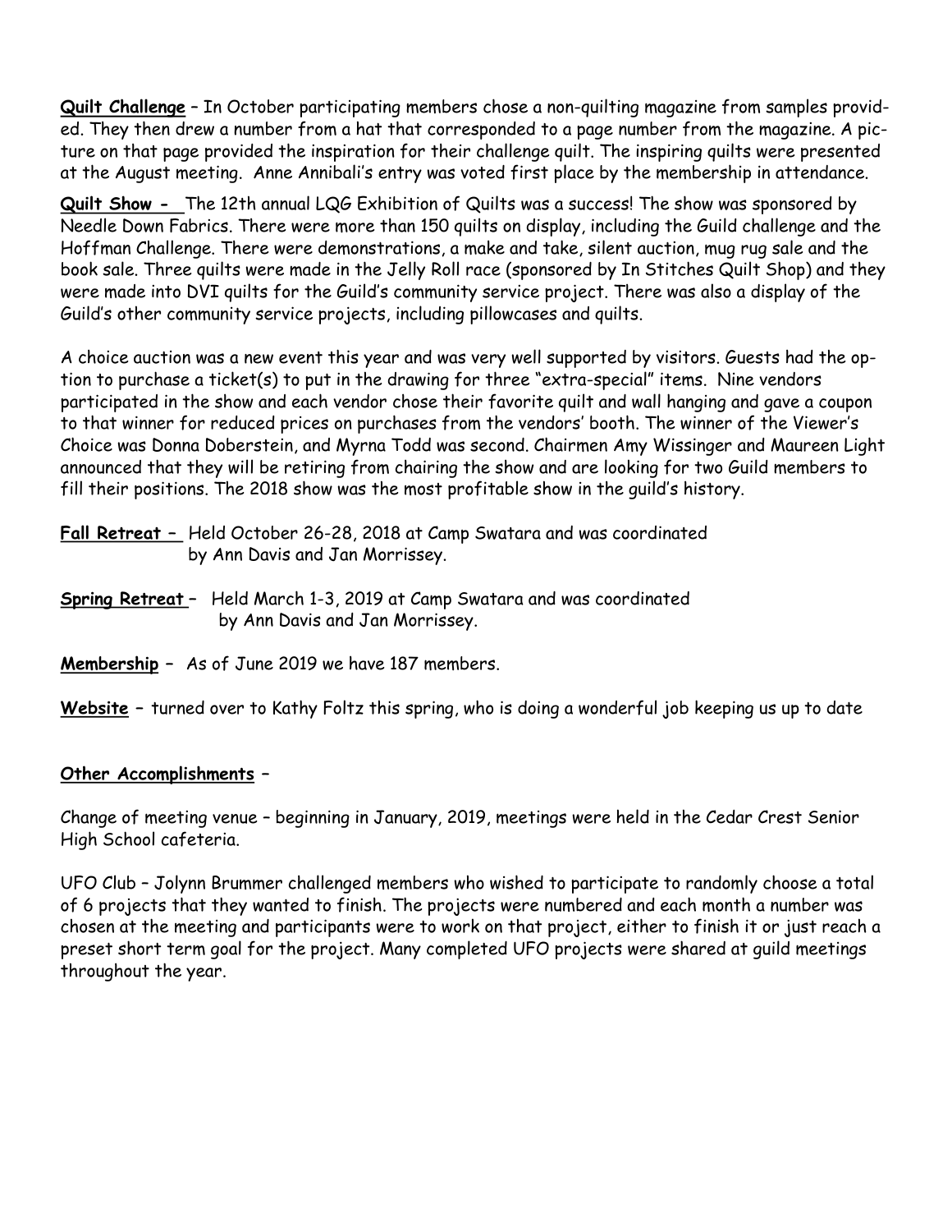**Quilt Challenge** – In October participating members chose a non-quilting magazine from samples provided. They then drew a number from a hat that corresponded to a page number from the magazine. A picture on that page provided the inspiration for their challenge quilt. The inspiring quilts were presented at the August meeting. Anne Annibali's entry was voted first place by the membership in attendance.

**Quilt Show -** The 12th annual LQG Exhibition of Quilts was a success! The show was sponsored by Needle Down Fabrics. There were more than 150 quilts on display, including the Guild challenge and the Hoffman Challenge. There were demonstrations, a make and take, silent auction, mug rug sale and the book sale. Three quilts were made in the Jelly Roll race (sponsored by In Stitches Quilt Shop) and they were made into DVI quilts for the Guild's community service project. There was also a display of the Guild's other community service projects, including pillowcases and quilts.

A choice auction was a new event this year and was very well supported by visitors. Guests had the option to purchase a ticket(s) to put in the drawing for three "extra-special" items. Nine vendors participated in the show and each vendor chose their favorite quilt and wall hanging and gave a coupon to that winner for reduced prices on purchases from the vendors' booth. The winner of the Viewer's Choice was Donna Doberstein, and Myrna Todd was second. Chairmen Amy Wissinger and Maureen Light announced that they will be retiring from chairing the show and are looking for two Guild members to fill their positions. The 2018 show was the most profitable show in the guild's history.

**Fall Retreat –** Held October 26-28, 2018 at Camp Swatara and was coordinated by Ann Davis and Jan Morrissey.

**Spring Retreat –** Held March 1-3, 2019 at Camp Swatara and was coordinated by Ann Davis and Jan Morrissey.

**Membership –** As of June 2019 we have 187 members.

**Website –** turned over to Kathy Foltz this spring, who is doing a wonderful job keeping us up to date

**Other Accomplishments –**

Change of meeting venue – beginning in January, 2019, meetings were held in the Cedar Crest Senior High School cafeteria.

UFO Club – Jolynn Brummer challenged members who wished to participate to randomly choose a total of 6 projects that they wanted to finish. The projects were numbered and each month a number was chosen at the meeting and participants were to work on that project, either to finish it or just reach a preset short term goal for the project. Many completed UFO projects were shared at guild meetings throughout the year.